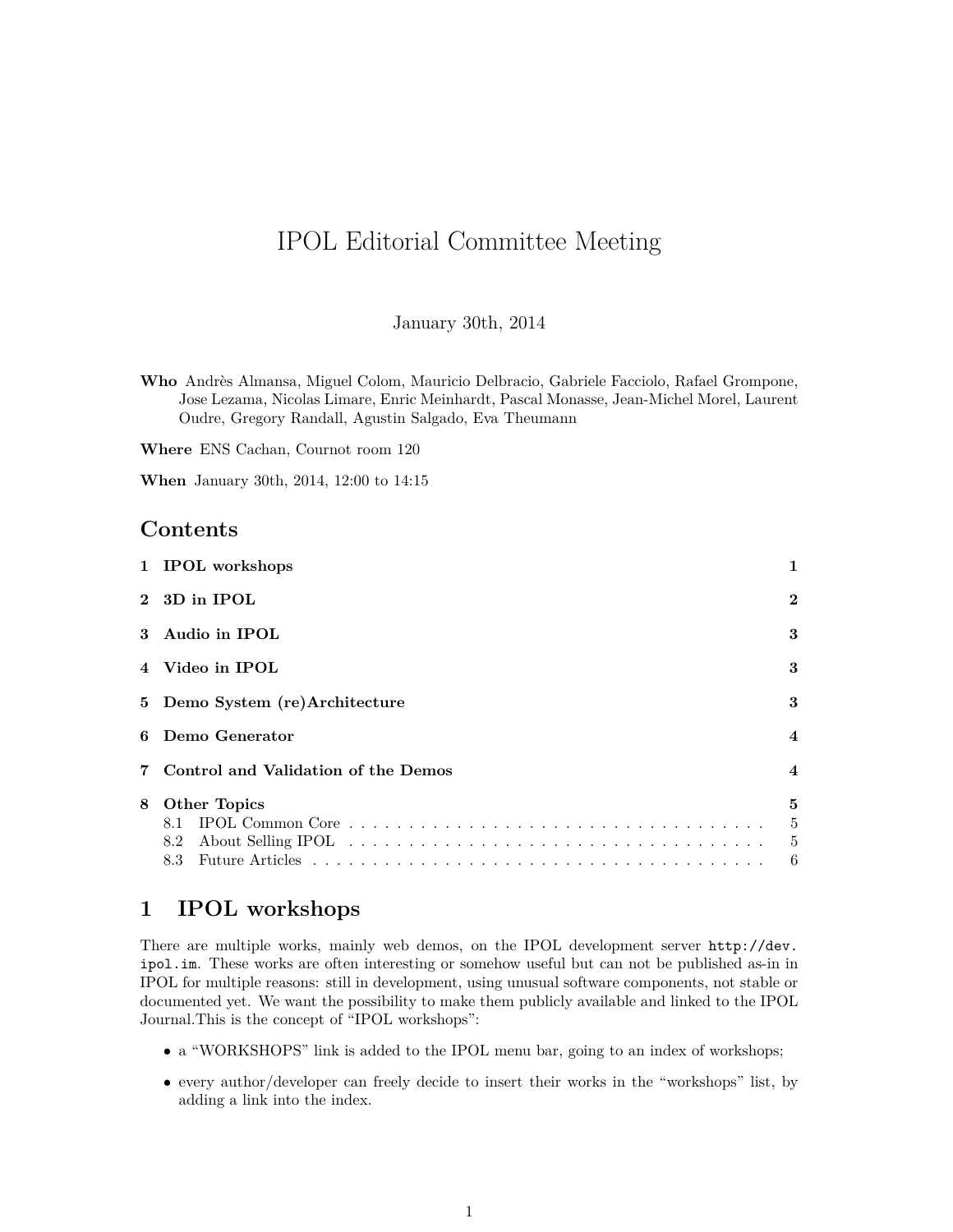# IPOL Editorial Committee Meeting

January 30th, 2014

**Who** Andrès Almansa, Miguel Colom, Mauricio Delbracio, Gabriele Facciolo, Rafael Grompone, Jose Lezama, Nicolas Limare, Enric Meinhardt, Pascal Monasse, Jean-Michel Morel, Laurent Oudre, Gregory Randall, Agustin Salgado, Eva Theumann

**Where** ENS Cachan, Cournot room 120

**When** January 30th, 2014, 12:00 to 14:15

## Contents

| | |
|---|---|
| **1 IPOL workshops** | **1** |
| **2 3D in IPOL** | **2** |
| **3 Audio in IPOL** | **3** |
| **4 Video in IPOL** | **3** |
| **5 Demo System (re)Architecture** | **3** |
| **6 Demo Generator** | **4** |
| **7 Control and Validation of the Demos** | **4** |
| **8 Other Topics** | **5** |
| 8.1 IPOL Common Core | 5 |
| 8.2 About Selling IPOL | 5 |
| 8.3 Future Articles | 6 |

## 1 IPOL workshops

There are multiple works, mainly web demos, on the IPOL development server `http://dev.ipol.im`. These works are often interesting or somehow useful but can not be published as-in in IPOL for multiple reasons: still in development, using unusual software components, not stable or documented yet. We want the possibility to make them publicly available and linked to the IPOL Journal.This is the concept of "IPOL workshops":

- a "WORKSHOPS" link is added to the IPOL menu bar, going to an index of workshops;
- every author/developer can freely decide to insert their works in the "workshops" list, by adding a link into the index.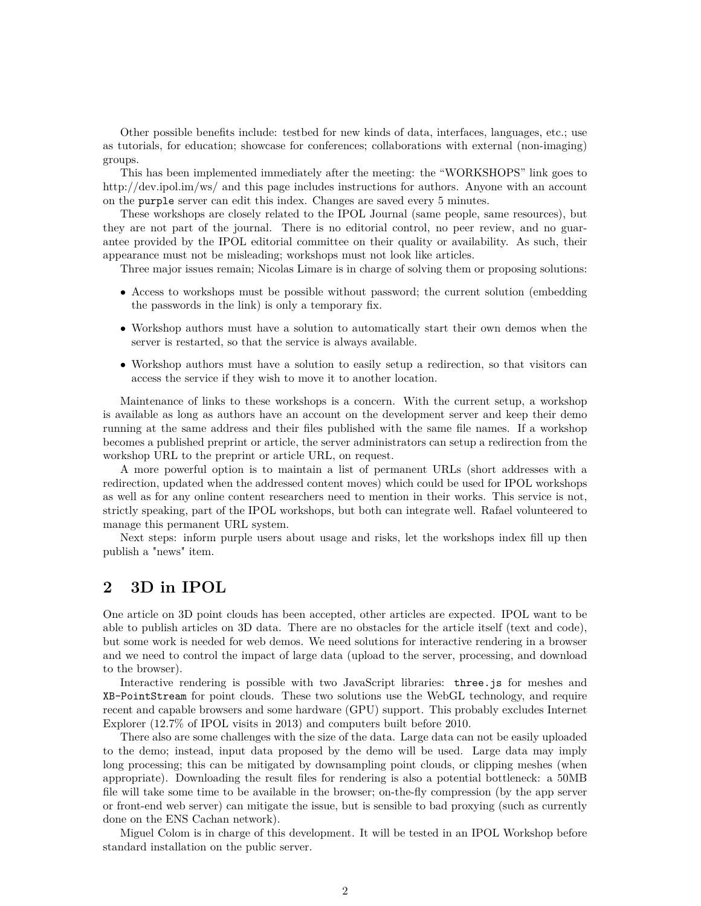Other possible benefits include: testbed for new kinds of data, interfaces, languages, etc.; use as tutorials, for education; showcase for conferences; collaborations with external (non-imaging) groups.

This has been implemented immediately after the meeting: the "WORKSHOPS" link goes to http://dev.ipol.im/ws/ and this page includes instructions for authors. Anyone with an account on the `purple` server can edit this index. Changes are saved every 5 minutes.

These workshops are closely related to the IPOL Journal (same people, same resources), but they are not part of the journal. There is no editorial control, no peer review, and no guarantee provided by the IPOL editorial committee on their quality or availability. As such, their appearance must not be misleading; workshops must not look like articles.

Three major issues remain; Nicolas Limare is in charge of solving them or proposing solutions:

- Access to workshops must be possible without password; the current solution (embedding the passwords in the link) is only a temporary fix.
- Workshop authors must have a solution to automatically start their own demos when the server is restarted, so that the service is always available.
- Workshop authors must have a solution to easily setup a redirection, so that visitors can access the service if they wish to move it to another location.

Maintenance of links to these workshops is a concern. With the current setup, a workshop is available as long as authors have an account on the development server and keep their demo running at the same address and their files published with the same file names. If a workshop becomes a published preprint or article, the server administrators can setup a redirection from the workshop URL to the preprint or article URL, on request.

A more powerful option is to maintain a list of permanent URLs (short addresses with a redirection, updated when the addressed content moves) which could be used for IPOL workshops as well as for any online content researchers need to mention in their works. This service is not, strictly speaking, part of the IPOL workshops, but both can integrate well. Rafael volunteered to manage this permanent URL system.

Next steps: inform purple users about usage and risks, let the workshops index fill up then publish a "news" item.

## 2 3D in IPOL

One article on 3D point clouds has been accepted, other articles are expected. IPOL want to be able to publish articles on 3D data. There are no obstacles for the article itself (text and code), but some work is needed for web demos. We need solutions for interactive rendering in a browser and we need to control the impact of large data (upload to the server, processing, and download to the browser).

Interactive rendering is possible with two JavaScript libraries: `three.js` for meshes and `XB-PointStream` for point clouds. These two solutions use the WebGL technology, and require recent and capable browsers and some hardware (GPU) support. This probably excludes Internet Explorer (12.7% of IPOL visits in 2013) and computers built before 2010.

There also are some challenges with the size of the data. Large data can not be easily uploaded to the demo; instead, input data proposed by the demo will be used. Large data may imply long processing; this can be mitigated by downsampling point clouds, or clipping meshes (when appropriate). Downloading the result files for rendering is also a potential bottleneck: a 50MB file will take some time to be available in the browser; on-the-fly compression (by the app server or front-end web server) can mitigate the issue, but is sensible to bad proxying (such as currently done on the ENS Cachan network).

Miguel Colom is in charge of this development. It will be tested in an IPOL Workshop before standard installation on the public server.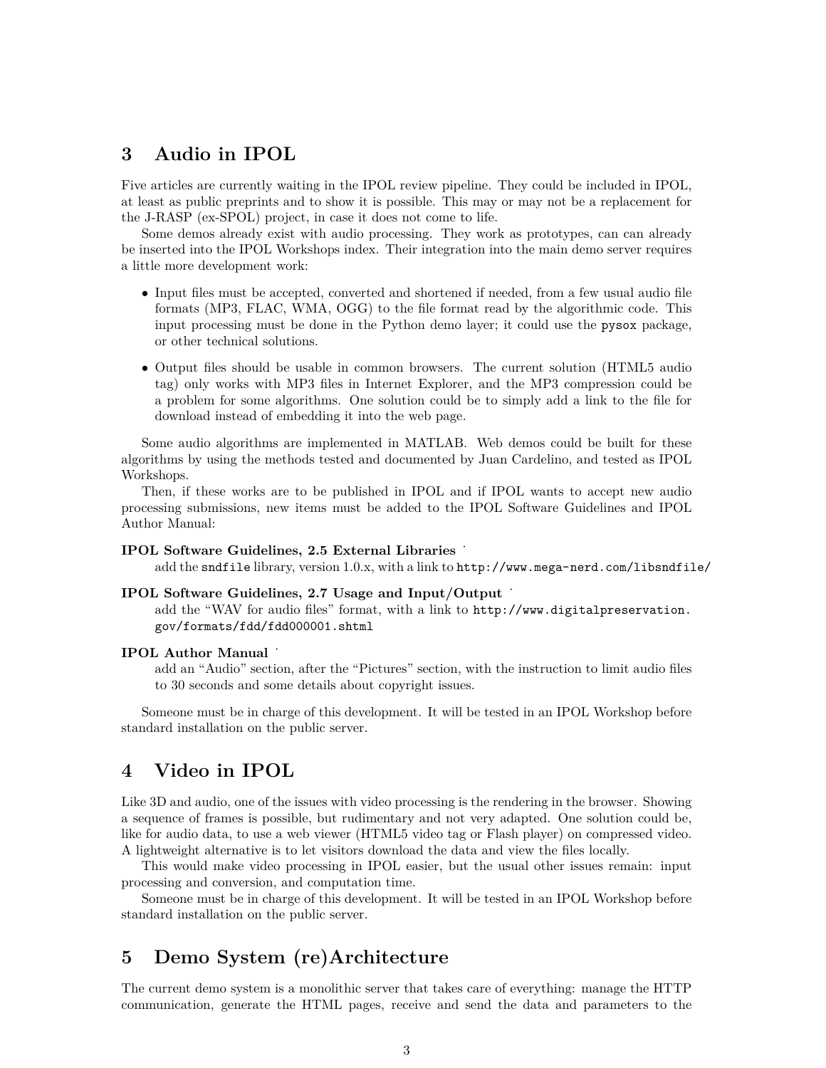## 3 Audio in IPOL

Five articles are currently waiting in the IPOL review pipeline. They could be included in IPOL, at least as public preprints and to show it is possible. This may or may not be a replacement for the J-RASP (ex-SPOL) project, in case it does not come to life.

Some demos already exist with audio processing. They work as prototypes, can can already be inserted into the IPOL Workshops index. Their integration into the main demo server requires a little more development work:

- Input files must be accepted, converted and shortened if needed, from a few usual audio file formats (MP3, FLAC, WMA, OGG) to the file format read by the algorithmic code. This input processing must be done in the Python demo layer; it could use the `pysox` package, or other technical solutions.
- Output files should be usable in common browsers. The current solution (HTML5 audio tag) only works with MP3 files in Internet Explorer, and the MP3 compression could be a problem for some algorithms. One solution could be to simply add a link to the file for download instead of embedding it into the web page.

Some audio algorithms are implemented in MATLAB. Web demos could be built for these algorithms by using the methods tested and documented by Juan Cardelino, and tested as IPOL Workshops.

Then, if these works are to be published in IPOL and if IPOL wants to accept new audio processing submissions, new items must be added to the IPOL Software Guidelines and IPOL Author Manual:

**IPOL Software Guidelines, 2.5 External Libraries** ˙
add the `sndfile` library, version 1.0.x, with a link to `http://www.mega-nerd.com/libsndfile/`

**IPOL Software Guidelines, 2.7 Usage and Input/Output** ˙
add the "WAV for audio files" format, with a link to `http://www.digitalpreservation.gov/formats/fdd/fdd000001.shtml`

**IPOL Author Manual** ˙
add an "Audio" section, after the "Pictures" section, with the instruction to limit audio files to 30 seconds and some details about copyright issues.

Someone must be in charge of this development. It will be tested in an IPOL Workshop before standard installation on the public server.

## 4 Video in IPOL

Like 3D and audio, one of the issues with video processing is the rendering in the browser. Showing a sequence of frames is possible, but rudimentary and not very adapted. One solution could be, like for audio data, to use a web viewer (HTML5 video tag or Flash player) on compressed video. A lightweight alternative is to let visitors download the data and view the files locally.

This would make video processing in IPOL easier, but the usual other issues remain: input processing and conversion, and computation time.

Someone must be in charge of this development. It will be tested in an IPOL Workshop before standard installation on the public server.

## 5 Demo System (re)Architecture

The current demo system is a monolithic server that takes care of everything: manage the HTTP communication, generate the HTML pages, receive and send the data and parameters to the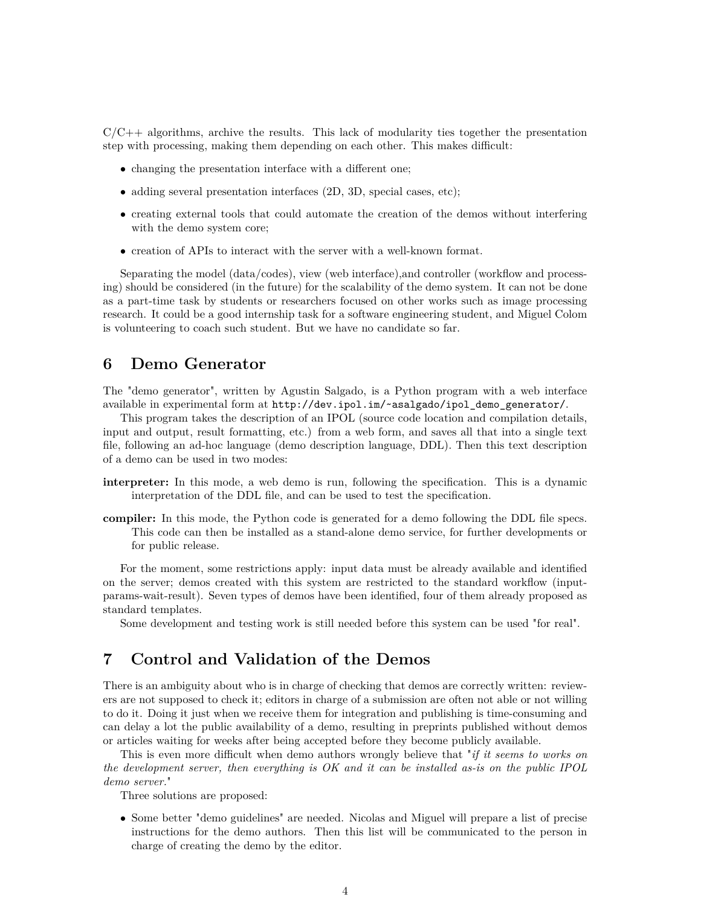C/C++ algorithms, archive the results. This lack of modularity ties together the presentation step with processing, making them depending on each other. This makes difficult:

- changing the presentation interface with a different one;
- adding several presentation interfaces (2D, 3D, special cases, etc);
- creating external tools that could automate the creation of the demos without interfering with the demo system core;
- creation of APIs to interact with the server with a well-known format.

Separating the model (data/codes), view (web interface),and controller (workflow and processing) should be considered (in the future) for the scalability of the demo system. It can not be done as a part-time task by students or researchers focused on other works such as image processing research. It could be a good internship task for a software engineering student, and Miguel Colom is volunteering to coach such student. But we have no candidate so far.

## 6 Demo Generator

The "demo generator", written by Agustin Salgado, is a Python program with a web interface available in experimental form at `http://dev.ipol.im/~asalgado/ipol_demo_generator/`.

This program takes the description of an IPOL (source code location and compilation details, input and output, result formatting, etc.) from a web form, and saves all that into a single text file, following an ad-hoc language (demo description language, DDL). Then this text description of a demo can be used in two modes:

**interpreter:** In this mode, a web demo is run, following the specification. This is a dynamic interpretation of the DDL file, and can be used to test the specification.

**compiler:** In this mode, the Python code is generated for a demo following the DDL file specs. This code can then be installed as a stand-alone demo service, for further developments or for public release.

For the moment, some restrictions apply: input data must be already available and identified on the server; demos created with this system are restricted to the standard workflow (input-params-wait-result). Seven types of demos have been identified, four of them already proposed as standard templates.

Some development and testing work is still needed before this system can be used "for real".

## 7 Control and Validation of the Demos

There is an ambiguity about who is in charge of checking that demos are correctly written: reviewers are not supposed to check it; editors in charge of a submission are often not able or not willing to do it. Doing it just when we receive them for integration and publishing is time-consuming and can delay a lot the public availability of a demo, resulting in preprints published without demos or articles waiting for weeks after being accepted before they become publicly available.

This is even more difficult when demo authors wrongly believe that "*if it seems to works on the development server, then everything is OK and it can be installed as-is on the public IPOL demo server.*"

Three solutions are proposed:

- Some better "demo guidelines" are needed. Nicolas and Miguel will prepare a list of precise instructions for the demo authors. Then this list will be communicated to the person in charge of creating the demo by the editor.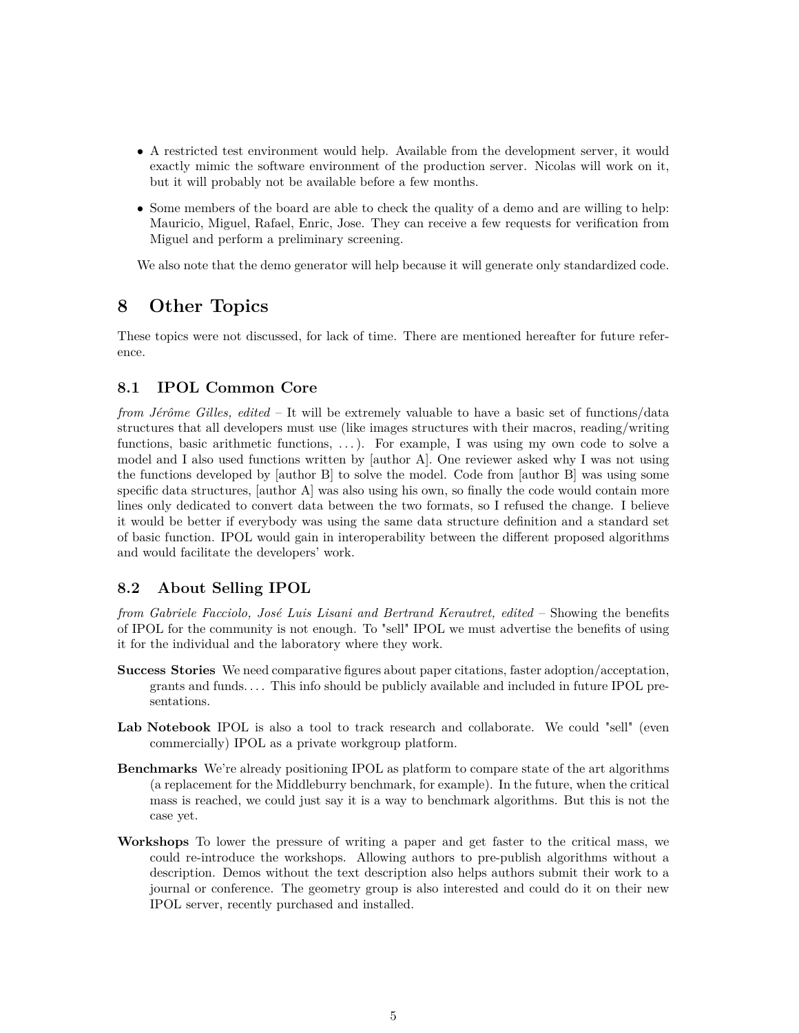- A restricted test environment would help. Available from the development server, it would exactly mimic the software environment of the production server. Nicolas will work on it, but it will probably not be available before a few months.
- Some members of the board are able to check the quality of a demo and are willing to help: Mauricio, Miguel, Rafael, Enric, Jose. They can receive a few requests for verification from Miguel and perform a preliminary screening.

We also note that the demo generator will help because it will generate only standardized code.

# 8 Other Topics

These topics were not discussed, for lack of time. There are mentioned hereafter for future reference.

## 8.1 IPOL Common Core

*from Jérôme Gilles, edited* – It will be extremely valuable to have a basic set of functions/data structures that all developers must use (like images structures with their macros, reading/writing functions, basic arithmetic functions, . . . ). For example, I was using my own code to solve a model and I also used functions written by [author A]. One reviewer asked why I was not using the functions developed by [author B] to solve the model. Code from [author B] was using some specific data structures, [author A] was also using his own, so finally the code would contain more lines only dedicated to convert data between the two formats, so I refused the change. I believe it would be better if everybody was using the same data structure definition and a standard set of basic function. IPOL would gain in interoperability between the different proposed algorithms and would facilitate the developers' work.

## 8.2 About Selling IPOL

*from Gabriele Facciolo, José Luis Lisani and Bertrand Kerautret, edited* – Showing the benefits of IPOL for the community is not enough. To "sell" IPOL we must advertise the benefits of using it for the individual and the laboratory where they work.

**Success Stories** We need comparative figures about paper citations, faster adoption/acceptation, grants and funds. . . . This info should be publicly available and included in future IPOL presentations.

**Lab Notebook** IPOL is also a tool to track research and collaborate. We could "sell" (even commercially) IPOL as a private workgroup platform.

**Benchmarks** We're already positioning IPOL as platform to compare state of the art algorithms (a replacement for the Middleburry benchmark, for example). In the future, when the critical mass is reached, we could just say it is a way to benchmark algorithms. But this is not the case yet.

**Workshops** To lower the pressure of writing a paper and get faster to the critical mass, we could re-introduce the workshops. Allowing authors to pre-publish algorithms without a description. Demos without the text description also helps authors submit their work to a journal or conference. The geometry group is also interested and could do it on their new IPOL server, recently purchased and installed.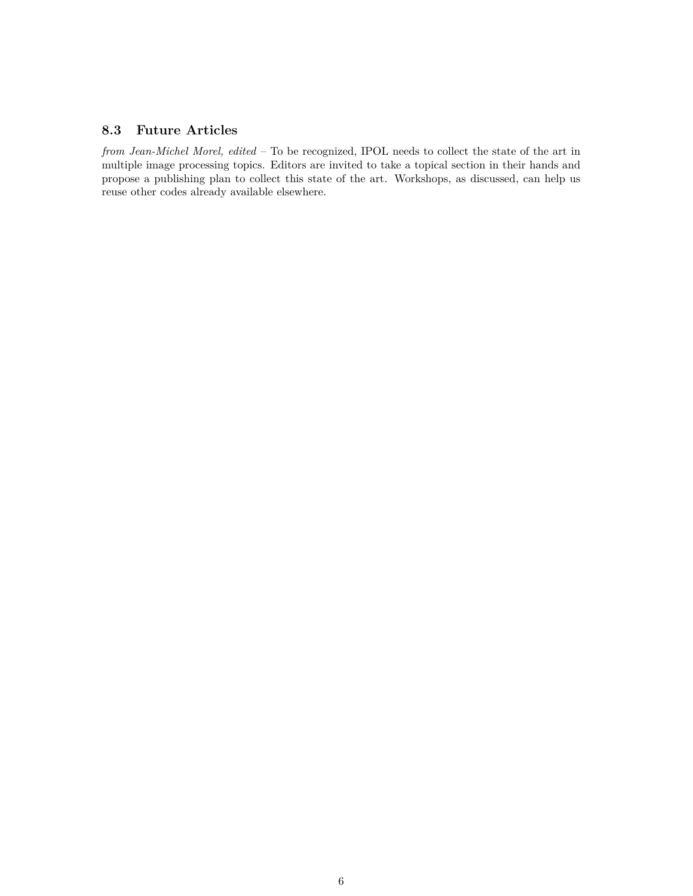### 8.3 Future Articles

*from Jean-Michel Morel, edited* – To be recognized, IPOL needs to collect the state of the art in multiple image processing topics. Editors are invited to take a topical section in their hands and propose a publishing plan to collect this state of the art. Workshops, as discussed, can help us reuse other codes already available elsewhere.